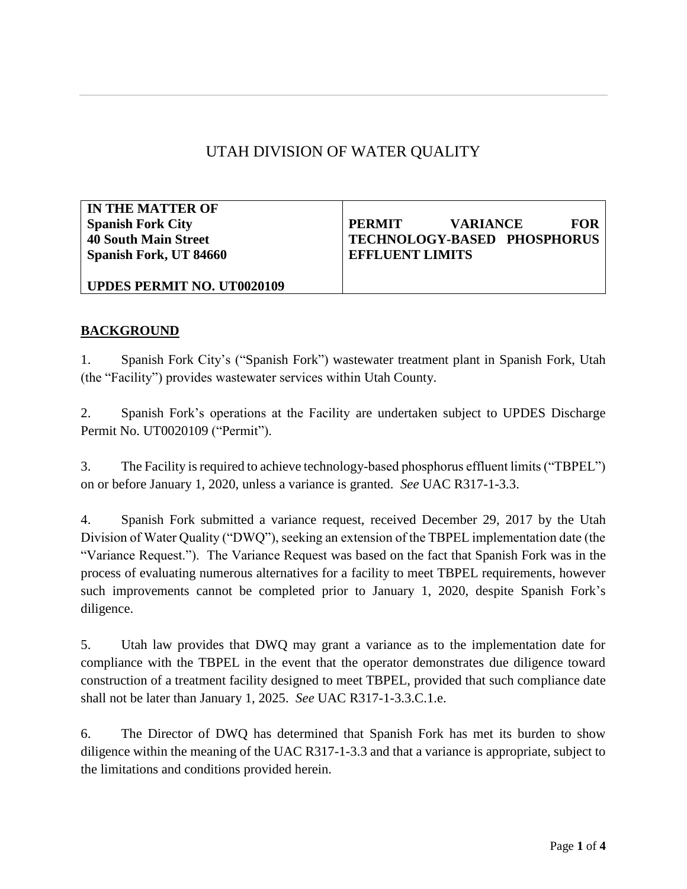# UTAH DIVISION OF WATER QUALITY

| **IN THE MATTER OF**<br>**Spanish Fork City**<br>**40 South Main Street**<br>**Spanish Fork, UT 84660**<br><br>**UPDES PERMIT NO. UT0020109** | **PERMIT VARIANCE FOR TECHNOLOGY-BASED PHOSPHORUS EFFLUENT LIMITS** |
|---|---|

## BACKGROUND

1. Spanish Fork City's ("Spanish Fork") wastewater treatment plant in Spanish Fork, Utah (the "Facility") provides wastewater services within Utah County.

2. Spanish Fork's operations at the Facility are undertaken subject to UPDES Discharge Permit No. UT0020109 ("Permit").

3. The Facility is required to achieve technology-based phosphorus effluent limits ("TBPEL") on or before January 1, 2020, unless a variance is granted. *See* UAC R317-1-3.3.

4. Spanish Fork submitted a variance request, received December 29, 2017 by the Utah Division of Water Quality ("DWQ"), seeking an extension of the TBPEL implementation date (the "Variance Request."). The Variance Request was based on the fact that Spanish Fork was in the process of evaluating numerous alternatives for a facility to meet TBPEL requirements, however such improvements cannot be completed prior to January 1, 2020, despite Spanish Fork's diligence.

5. Utah law provides that DWQ may grant a variance as to the implementation date for compliance with the TBPEL in the event that the operator demonstrates due diligence toward construction of a treatment facility designed to meet TBPEL, provided that such compliance date shall not be later than January 1, 2025. *See* UAC R317-1-3.3.C.1.e.

6. The Director of DWQ has determined that Spanish Fork has met its burden to show diligence within the meaning of the UAC R317-1-3.3 and that a variance is appropriate, subject to the limitations and conditions provided herein.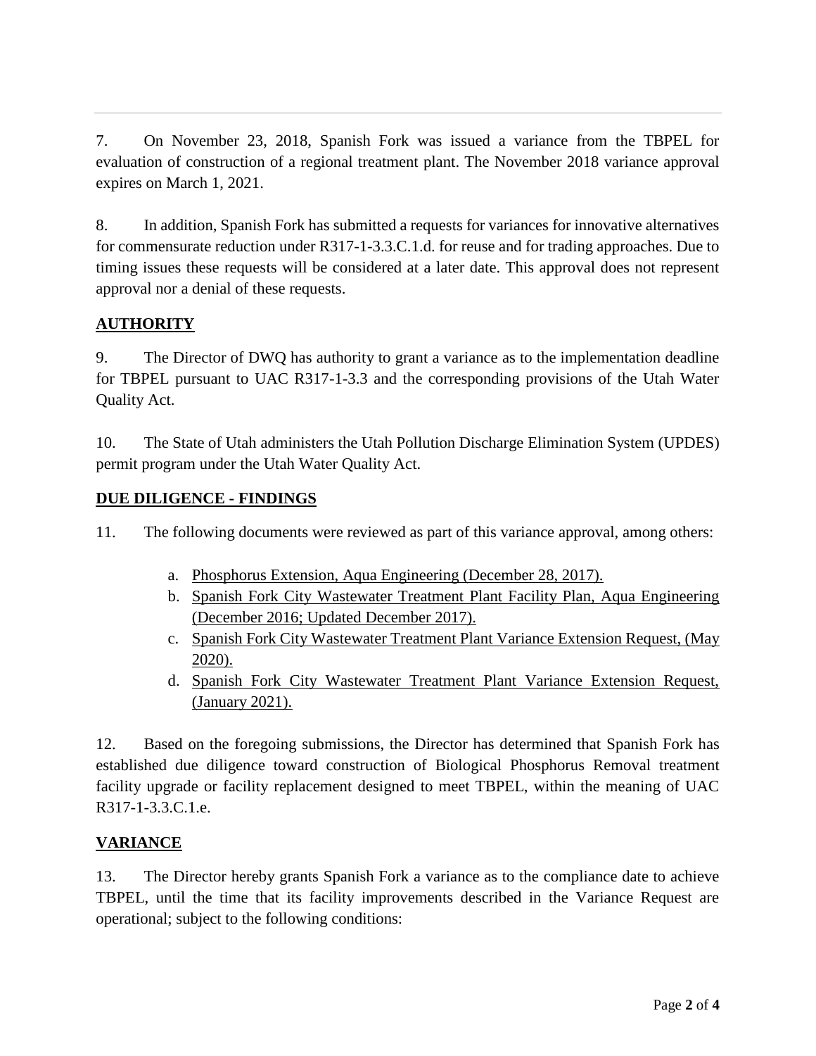7. On November 23, 2018, Spanish Fork was issued a variance from the TBPEL for evaluation of construction of a regional treatment plant. The November 2018 variance approval expires on March 1, 2021.

8. In addition, Spanish Fork has submitted a requests for variances for innovative alternatives for commensurate reduction under R317-1-3.3.C.1.d. for reuse and for trading approaches. Due to timing issues these requests will be considered at a later date. This approval does not represent approval nor a denial of these requests.

## AUTHORITY

9. The Director of DWQ has authority to grant a variance as to the implementation deadline for TBPEL pursuant to UAC R317-1-3.3 and the corresponding provisions of the Utah Water Quality Act.

10. The State of Utah administers the Utah Pollution Discharge Elimination System (UPDES) permit program under the Utah Water Quality Act.

## DUE DILIGENCE - FINDINGS

11. The following documents were reviewed as part of this variance approval, among others:

a. Phosphorus Extension, Aqua Engineering (December 28, 2017).
b. Spanish Fork City Wastewater Treatment Plant Facility Plan, Aqua Engineering (December 2016; Updated December 2017).
c. Spanish Fork City Wastewater Treatment Plant Variance Extension Request, (May 2020).
d. Spanish Fork City Wastewater Treatment Plant Variance Extension Request, (January 2021).

12. Based on the foregoing submissions, the Director has determined that Spanish Fork has established due diligence toward construction of Biological Phosphorus Removal treatment facility upgrade or facility replacement designed to meet TBPEL, within the meaning of UAC R317-1-3.3.C.1.e.

## VARIANCE

13. The Director hereby grants Spanish Fork a variance as to the compliance date to achieve TBPEL, until the time that its facility improvements described in the Variance Request are operational; subject to the following conditions: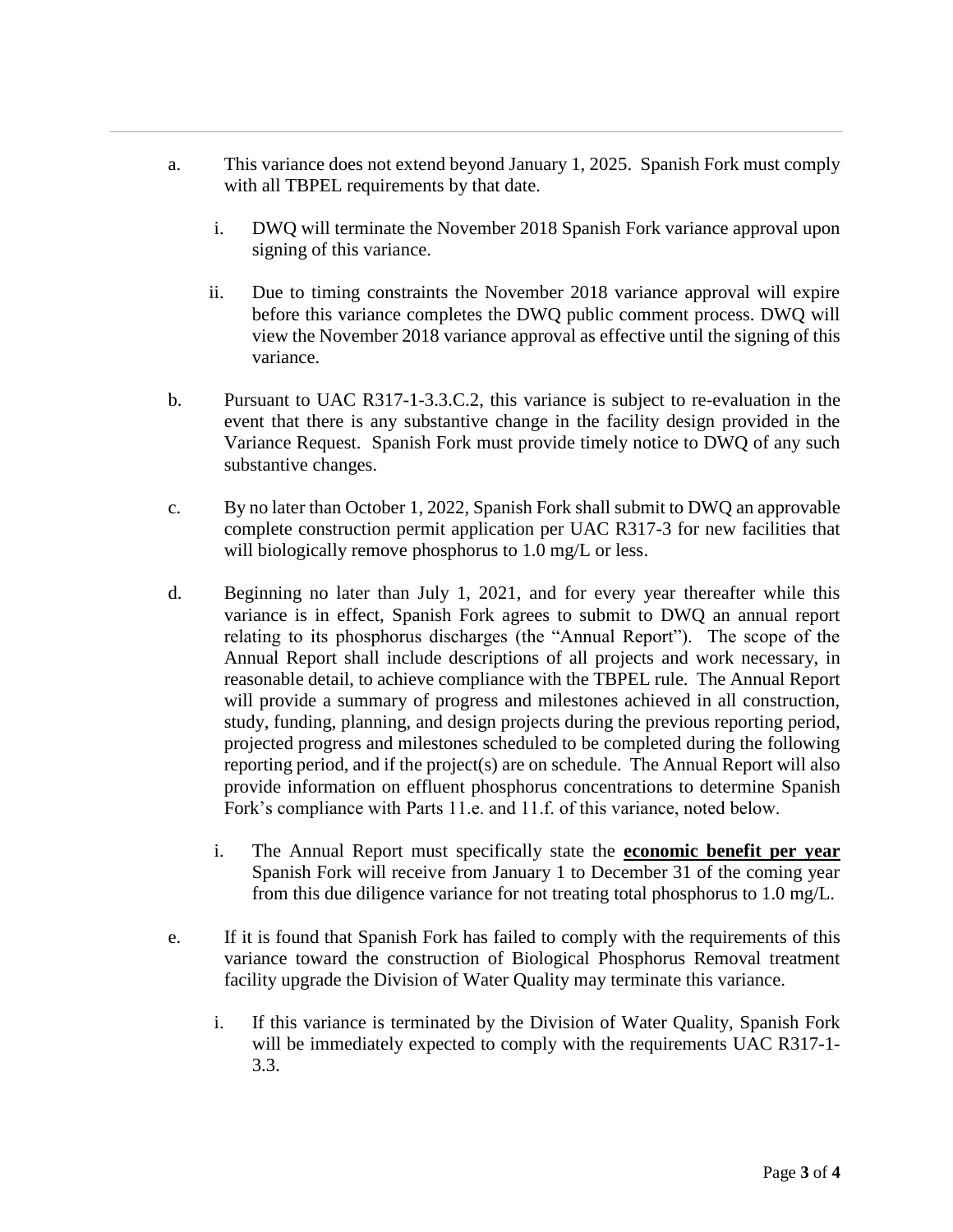a. This variance does not extend beyond January 1, 2025. Spanish Fork must comply with all TBPEL requirements by that date.

   i. DWQ will terminate the November 2018 Spanish Fork variance approval upon signing of this variance.

   ii. Due to timing constraints the November 2018 variance approval will expire before this variance completes the DWQ public comment process. DWQ will view the November 2018 variance approval as effective until the signing of this variance.

b. Pursuant to UAC R317-1-3.3.C.2, this variance is subject to re-evaluation in the event that there is any substantive change in the facility design provided in the Variance Request. Spanish Fork must provide timely notice to DWQ of any such substantive changes.

c. By no later than October 1, 2022, Spanish Fork shall submit to DWQ an approvable complete construction permit application per UAC R317-3 for new facilities that will biologically remove phosphorus to 1.0 mg/L or less.

d. Beginning no later than July 1, 2021, and for every year thereafter while this variance is in effect, Spanish Fork agrees to submit to DWQ an annual report relating to its phosphorus discharges (the "Annual Report"). The scope of the Annual Report shall include descriptions of all projects and work necessary, in reasonable detail, to achieve compliance with the TBPEL rule. The Annual Report will provide a summary of progress and milestones achieved in all construction, study, funding, planning, and design projects during the previous reporting period, projected progress and milestones scheduled to be completed during the following reporting period, and if the project(s) are on schedule. The Annual Report will also provide information on effluent phosphorus concentrations to determine Spanish Fork's compliance with Parts 11.e. and 11.f. of this variance, noted below.

   i. The Annual Report must specifically state the <u>**economic benefit per year**</u> Spanish Fork will receive from January 1 to December 31 of the coming year from this due diligence variance for not treating total phosphorus to 1.0 mg/L.

e. If it is found that Spanish Fork has failed to comply with the requirements of this variance toward the construction of Biological Phosphorus Removal treatment facility upgrade the Division of Water Quality may terminate this variance.

   i. If this variance is terminated by the Division of Water Quality, Spanish Fork will be immediately expected to comply with the requirements UAC R317-1-3.3.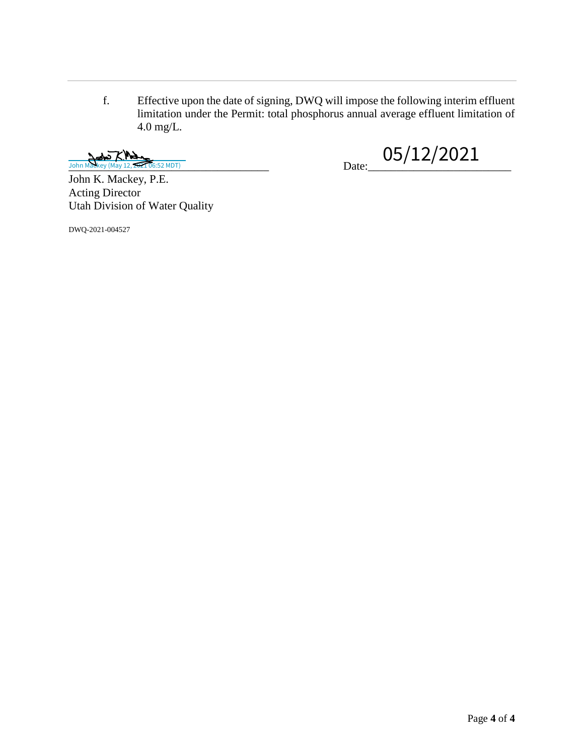f. Effective upon the date of signing, DWQ will impose the following interim effluent limitation under the Permit: total phosphorus annual average effluent limitation of 4.0 mg/L.

John Mackey (May 12, 2021 06:52 MDT)

Date: 05/12/2021

John K. Mackey, P.E.
Acting Director
Utah Division of Water Quality

DWQ-2021-004527